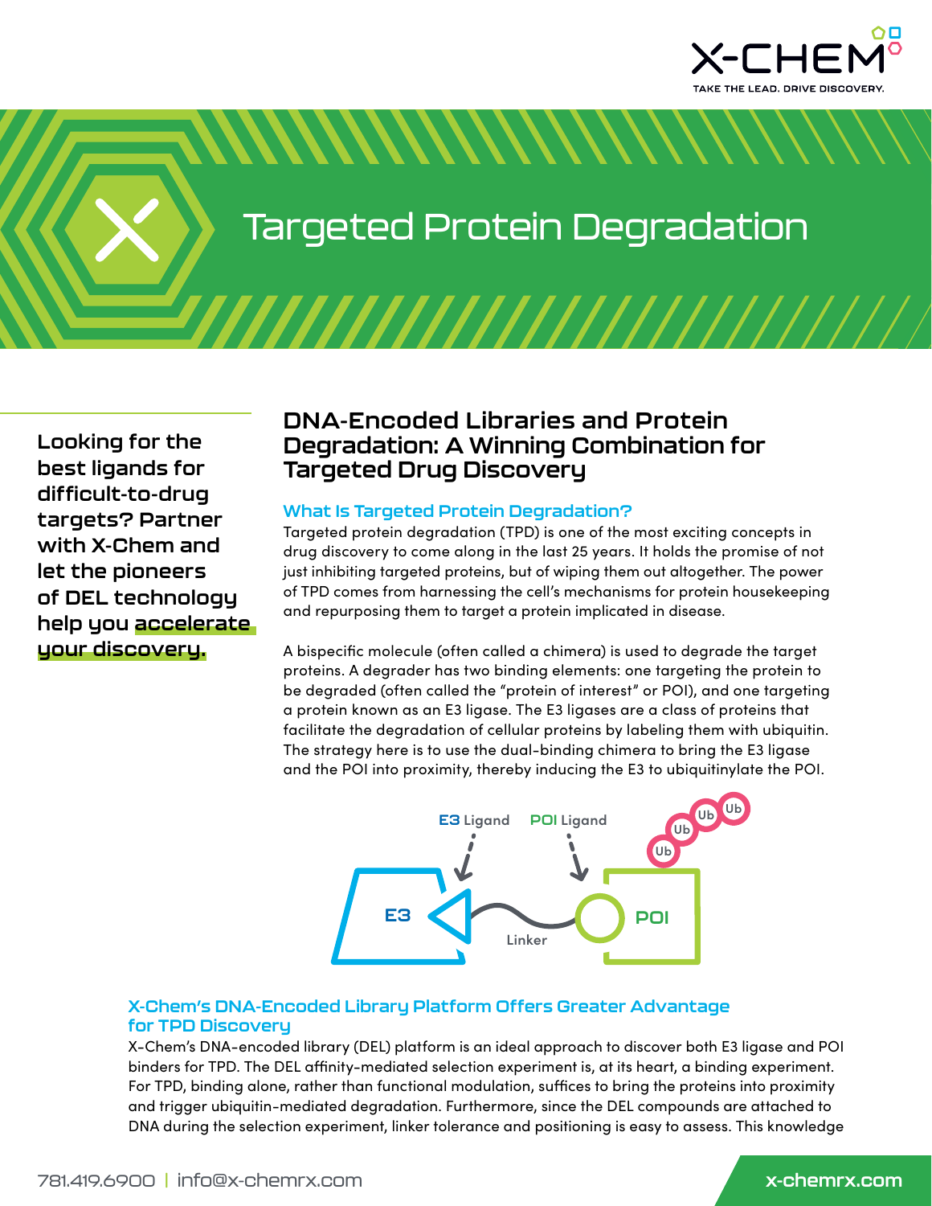# Targeted Protein Degradation

**Looking for the best ligands for difficult-to-drug targets? Partner with X-Chem and let the pioneers of DEL technology help you accelerate your discovery.**

## DNA-Encoded Libraries and Protein Degradation: A Winning Combination for Targeted Drug Discovery

### What Is Targeted Protein Degradation?

Targeted protein degradation (TPD) is one of the most exciting concepts in drug discovery to come along in the last 25 years. It holds the promise of not just inhibiting targeted proteins, but of wiping them out altogether. The power of TPD comes from harnessing the cell's mechanisms for protein housekeeping and repurposing them to target a protein implicated in disease.

A bispecific molecule (often called a chimera) is used to degrade the target proteins. A degrader has two binding elements: one targeting the protein to be degraded (often called the "protein of interest" or POI), and one targeting a protein known as an E3 ligase. The E3 ligases are a class of proteins that facilitate the degradation of cellular proteins by labeling them with ubiquitin. The strategy here is to use the dual-binding chimera to bring the E3 ligase and the POI into proximity, thereby inducing the E3 to ubiquitinylate the POI.

### X-Chem's DNA-Encoded Library Platform Offers Greater Advantage for TPD Discovery

X-Chem's DNA-encoded library (DEL) platform is an ideal approach to discover both E3 ligase and POI binders for TPD. The DEL affinity-mediated selection experiment is, at its heart, a binding experiment. For TPD, binding alone, rather than functional modulation, suffices to bring the proteins into proximity and trigger ubiquitin-mediated degradation. Furthermore, since the DEL compounds are attached to DNA during the selection experiment, linker tolerance and positioning is easy to assess. This knowledge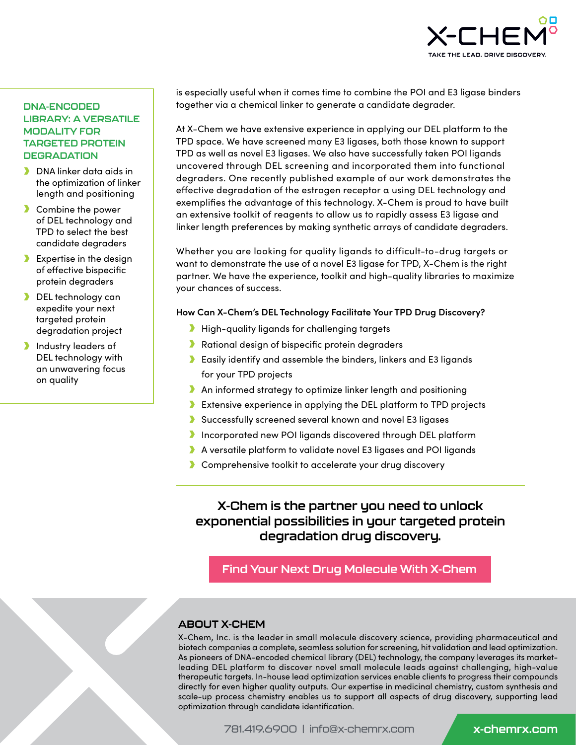## DNA-ENCODED LIBRARY: A VERSATILE MODALITY FOR TARGETED PROTEIN DEGRADATION

- DNA linker data aids in the optimization of linker length and positioning
- Combine the power of DEL technology and TPD to select the best candidate degraders
- Expertise in the design of effective bispecific protein degraders
- DEL technology can expedite your next targeted protein degradation project
- Industry leaders of DEL technology with an unwavering focus on quality

is especially useful when it comes time to combine the POI and E3 ligase binders together via a chemical linker to generate a candidate degrader.

At X-Chem we have extensive experience in applying our DEL platform to the TPD space. We have screened many E3 ligases, both those known to support TPD as well as novel E3 ligases. We also have successfully taken POI ligands uncovered through DEL screening and incorporated them into functional degraders. One recently published example of our work demonstrates the effective degradation of the estrogen receptor a using DEL technology and exemplifies the advantage of this technology. X-Chem is proud to have built an extensive toolkit of reagents to allow us to rapidly assess E3 ligase and linker length preferences by making synthetic arrays of candidate degraders.

Whether you are looking for quality ligands to difficult-to-drug targets or want to demonstrate the use of a novel E3 ligase for TPD, X-Chem is the right partner. We have the experience, toolkit and high-quality libraries to maximize your chances of success.

**How Can X-Chem's DEL Technology Facilitate Your TPD Drug Discovery?**

- High-quality ligands for challenging targets
- Rational design of bispecific protein degraders
- Easily identify and assemble the binders, linkers and E3 ligands for your TPD projects
- An informed strategy to optimize linker length and positioning
- Extensive experience in applying the DEL platform to TPD projects
- Successfully screened several known and novel E3 ligases
- Incorporated new POI ligands discovered through DEL platform
- A versatile platform to validate novel E3 ligases and POI ligands
- Comprehensive toolkit to accelerate your drug discovery

**X-Chem is the partner you need to unlock exponential possibilities in your targeted protein degradation drug discovery.**

Find Your Next Drug Molecule With X-Chem

## ABOUT X-CHEM

X-Chem, Inc. is the leader in small molecule discovery science, providing pharmaceutical and biotech companies a complete, seamless solution for screening, hit validation and lead optimization. As pioneers of DNA-encoded chemical library (DEL) technology, the company leverages its market-leading DEL platform to discover novel small molecule leads against challenging, high-value therapeutic targets. In-house lead optimization services enable clients to progress their compounds directly for even higher quality outputs. Our expertise in medicinal chemistry, custom synthesis and scale-up process chemistry enables us to support all aspects of drug discovery, supporting lead optimization through candidate identification.

781.419.6900 | info@x-chemrx.com | x-chemrx.com